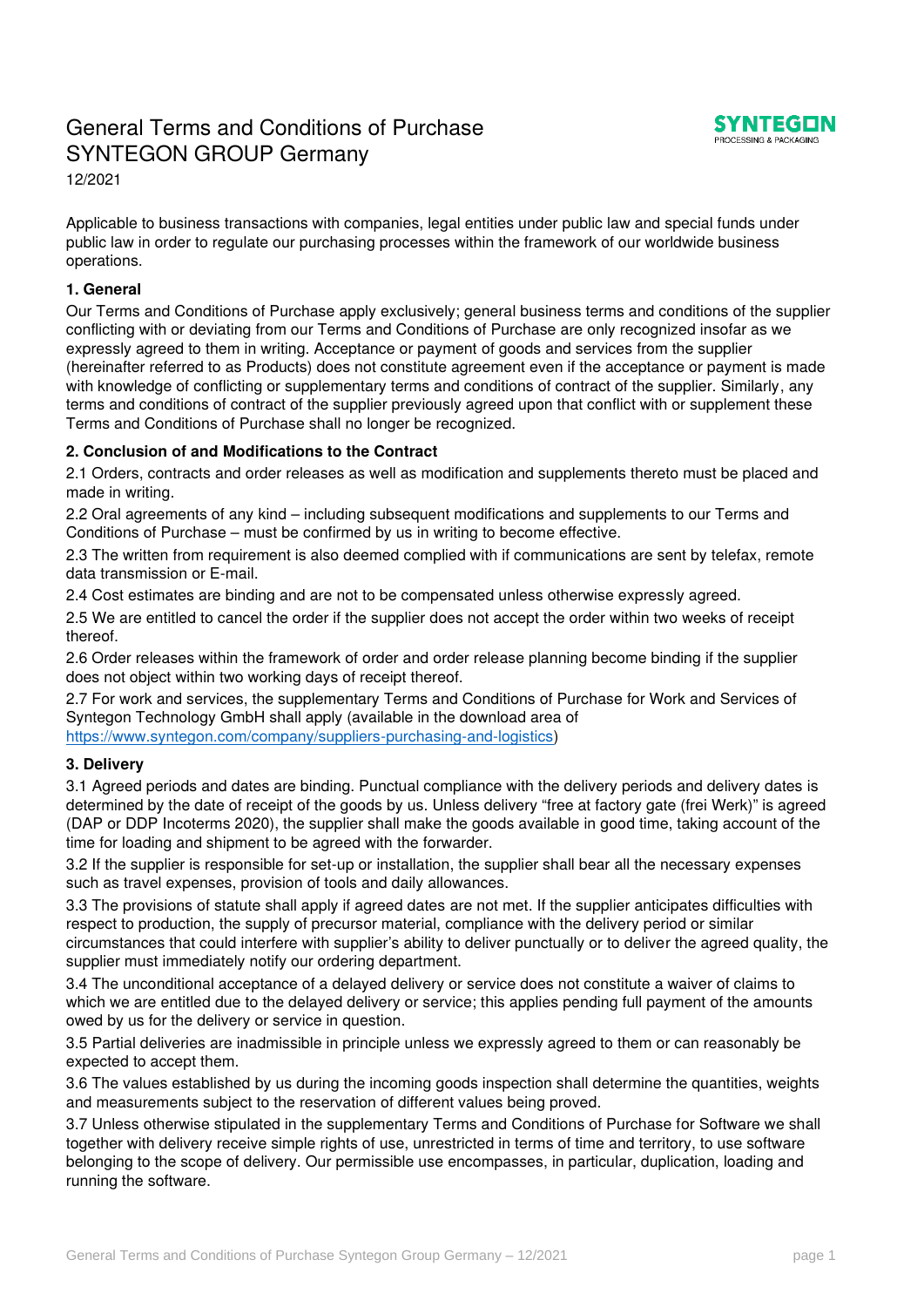# General Terms and Conditions of Purchase SYNTEGON GROUP Germany

12/2021

Applicable to business transactions with companies, legal entities under public law and special funds under public law in order to regulate our purchasing processes within the framework of our worldwide business operations.

**1. General**

Our Terms and Conditions of Purchase apply exclusively; general business terms and conditions of the supplier conflicting with or deviating from our Terms and Conditions of Purchase are only recognized insofar as we expressly agreed to them in writing. Acceptance or payment of goods and services from the supplier (hereinafter referred to as Products) does not constitute agreement even if the acceptance or payment is made with knowledge of conflicting or supplementary terms and conditions of contract of the supplier. Similarly, any terms and conditions of contract of the supplier previously agreed upon that conflict with or supplement these Terms and Conditions of Purchase shall no longer be recognized.

**2. Conclusion of and Modifications to the Contract**

2.1 Orders, contracts and order releases as well as modification and supplements thereto must be placed and made in writing.

2.2 Oral agreements of any kind – including subsequent modifications and supplements to our Terms and Conditions of Purchase – must be confirmed by us in writing to become effective.

2.3 The written from requirement is also deemed complied with if communications are sent by telefax, remote data transmission or E-mail.

2.4 Cost estimates are binding and are not to be compensated unless otherwise expressly agreed.

2.5 We are entitled to cancel the order if the supplier does not accept the order within two weeks of receipt thereof.

2.6 Order releases within the framework of order and order release planning become binding if the supplier does not object within two working days of receipt thereof.

2.7 For work and services, the supplementary Terms and Conditions of Purchase for Work and Services of Syntegon Technology GmbH shall apply (available in the download area of https://www.syntegon.com/company/suppliers-purchasing-and-logistics)

**3. Delivery**

3.1 Agreed periods and dates are binding. Punctual compliance with the delivery periods and delivery dates is determined by the date of receipt of the goods by us. Unless delivery "free at factory gate (frei Werk)" is agreed (DAP or DDP Incoterms 2020), the supplier shall make the goods available in good time, taking account of the time for loading and shipment to be agreed with the forwarder.

3.2 If the supplier is responsible for set-up or installation, the supplier shall bear all the necessary expenses such as travel expenses, provision of tools and daily allowances.

3.3 The provisions of statute shall apply if agreed dates are not met. If the supplier anticipates difficulties with respect to production, the supply of precursor material, compliance with the delivery period or similar circumstances that could interfere with supplier's ability to deliver punctually or to deliver the agreed quality, the supplier must immediately notify our ordering department.

3.4 The unconditional acceptance of a delayed delivery or service does not constitute a waiver of claims to which we are entitled due to the delayed delivery or service; this applies pending full payment of the amounts owed by us for the delivery or service in question.

3.5 Partial deliveries are inadmissible in principle unless we expressly agreed to them or can reasonably be expected to accept them.

3.6 The values established by us during the incoming goods inspection shall determine the quantities, weights and measurements subject to the reservation of different values being proved.

3.7 Unless otherwise stipulated in the supplementary Terms and Conditions of Purchase for Software we shall together with delivery receive simple rights of use, unrestricted in terms of time and territory, to use software belonging to the scope of delivery. Our permissible use encompasses, in particular, duplication, loading and running the software.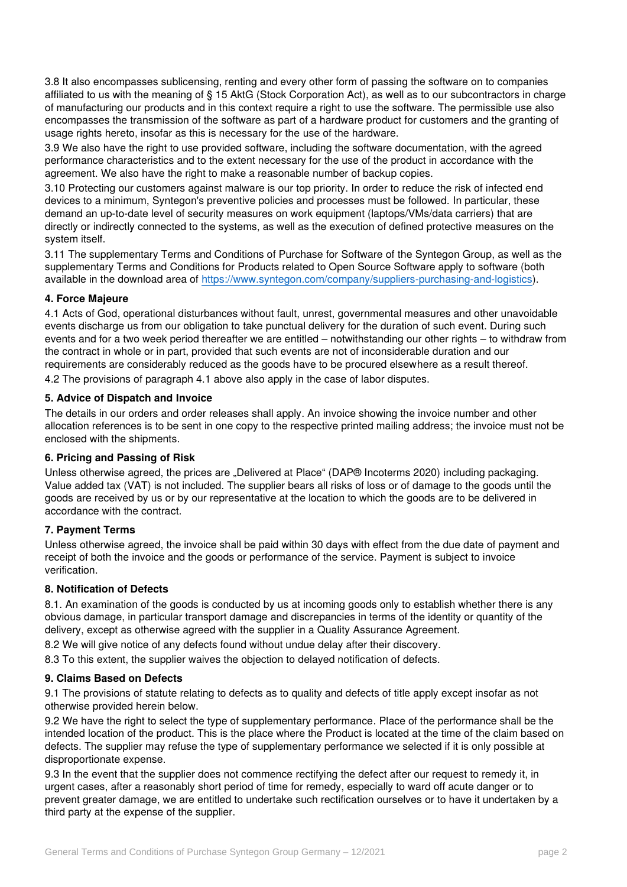3.8 It also encompasses sublicensing, renting and every other form of passing the software on to companies affiliated to us with the meaning of § 15 AktG (Stock Corporation Act), as well as to our subcontractors in charge of manufacturing our products and in this context require a right to use the software. The permissible use also encompasses the transmission of the software as part of a hardware product for customers and the granting of usage rights hereto, insofar as this is necessary for the use of the hardware.

3.9 We also have the right to use provided software, including the software documentation, with the agreed performance characteristics and to the extent necessary for the use of the product in accordance with the agreement. We also have the right to make a reasonable number of backup copies.

3.10 Protecting our customers against malware is our top priority. In order to reduce the risk of infected end devices to a minimum, Syntegon's preventive policies and processes must be followed. In particular, these demand an up-to-date level of security measures on work equipment (laptops/VMs/data carriers) that are directly or indirectly connected to the systems, as well as the execution of defined protective measures on the system itself.

3.11 The supplementary Terms and Conditions of Purchase for Software of the Syntegon Group, as well as the supplementary Terms and Conditions for Products related to Open Source Software apply to software (both available in the download area of https://www.syntegon.com/company/suppliers-purchasing-and-logistics).

### 4. Force Majeure

4.1 Acts of God, operational disturbances without fault, unrest, governmental measures and other unavoidable events discharge us from our obligation to take punctual delivery for the duration of such event. During such events and for a two week period thereafter we are entitled – notwithstanding our other rights – to withdraw from the contract in whole or in part, provided that such events are not of inconsiderable duration and our requirements are considerably reduced as the goods have to be procured elsewhere as a result thereof.

4.2 The provisions of paragraph 4.1 above also apply in the case of labor disputes.

### 5. Advice of Dispatch and Invoice

The details in our orders and order releases shall apply. An invoice showing the invoice number and other allocation references is to be sent in one copy to the respective printed mailing address; the invoice must not be enclosed with the shipments.

### 6. Pricing and Passing of Risk

Unless otherwise agreed, the prices are „Delivered at Place“ (DAP® Incoterms 2020) including packaging. Value added tax (VAT) is not included. The supplier bears all risks of loss or of damage to the goods until the goods are received by us or by our representative at the location to which the goods are to be delivered in accordance with the contract.

### 7. Payment Terms

Unless otherwise agreed, the invoice shall be paid within 30 days with effect from the due date of payment and receipt of both the invoice and the goods or performance of the service. Payment is subject to invoice verification.

### 8. Notification of Defects

8.1. An examination of the goods is conducted by us at incoming goods only to establish whether there is any obvious damage, in particular transport damage and discrepancies in terms of the identity or quantity of the delivery, except as otherwise agreed with the supplier in a Quality Assurance Agreement.

8.2 We will give notice of any defects found without undue delay after their discovery.

8.3 To this extent, the supplier waives the objection to delayed notification of defects.

### 9. Claims Based on Defects

9.1 The provisions of statute relating to defects as to quality and defects of title apply except insofar as not otherwise provided herein below.

9.2 We have the right to select the type of supplementary performance. Place of the performance shall be the intended location of the product. This is the place where the Product is located at the time of the claim based on defects. The supplier may refuse the type of supplementary performance we selected if it is only possible at disproportionate expense.

9.3 In the event that the supplier does not commence rectifying the defect after our request to remedy it, in urgent cases, after a reasonably short period of time for remedy, especially to ward off acute danger or to prevent greater damage, we are entitled to undertake such rectification ourselves or to have it undertaken by a third party at the expense of the supplier.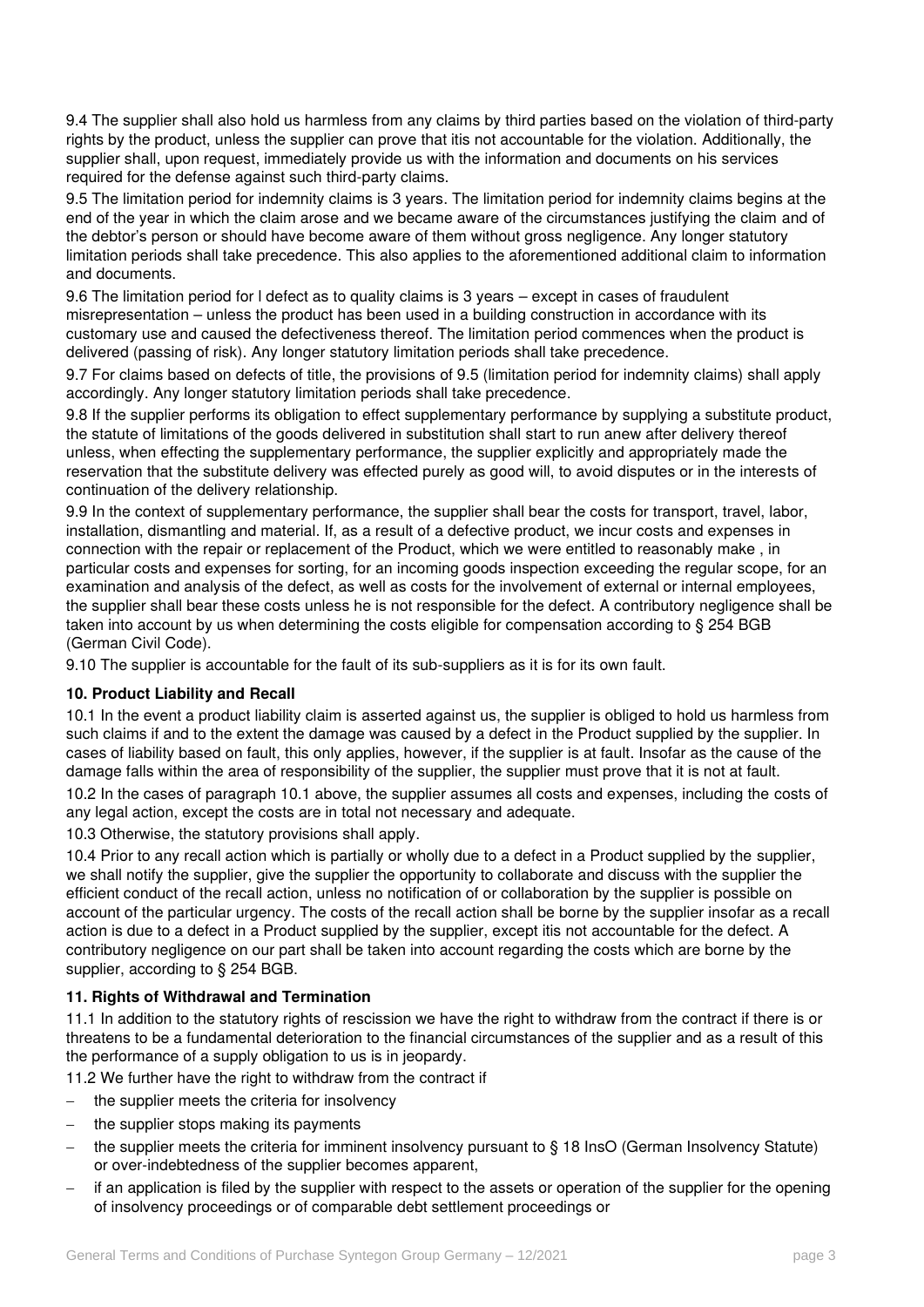9.4 The supplier shall also hold us harmless from any claims by third parties based on the violation of third-party rights by the product, unless the supplier can prove that itis not accountable for the violation. Additionally, the supplier shall, upon request, immediately provide us with the information and documents on his services required for the defense against such third-party claims.

9.5 The limitation period for indemnity claims is 3 years. The limitation period for indemnity claims begins at the end of the year in which the claim arose and we became aware of the circumstances justifying the claim and of the debtor's person or should have become aware of them without gross negligence. Any longer statutory limitation periods shall take precedence. This also applies to the aforementioned additional claim to information and documents.

9.6 The limitation period for l defect as to quality claims is 3 years – except in cases of fraudulent misrepresentation – unless the product has been used in a building construction in accordance with its customary use and caused the defectiveness thereof. The limitation period commences when the product is delivered (passing of risk). Any longer statutory limitation periods shall take precedence.

9.7 For claims based on defects of title, the provisions of 9.5 (limitation period for indemnity claims) shall apply accordingly. Any longer statutory limitation periods shall take precedence.

9.8 If the supplier performs its obligation to effect supplementary performance by supplying a substitute product, the statute of limitations of the goods delivered in substitution shall start to run anew after delivery thereof unless, when effecting the supplementary performance, the supplier explicitly and appropriately made the reservation that the substitute delivery was effected purely as good will, to avoid disputes or in the interests of continuation of the delivery relationship.

9.9 In the context of supplementary performance, the supplier shall bear the costs for transport, travel, labor, installation, dismantling and material. If, as a result of a defective product, we incur costs and expenses in connection with the repair or replacement of the Product, which we were entitled to reasonably make , in particular costs and expenses for sorting, for an incoming goods inspection exceeding the regular scope, for an examination and analysis of the defect, as well as costs for the involvement of external or internal employees, the supplier shall bear these costs unless he is not responsible for the defect. A contributory negligence shall be taken into account by us when determining the costs eligible for compensation according to § 254 BGB (German Civil Code).

9.10 The supplier is accountable for the fault of its sub-suppliers as it is for its own fault.

**10. Product Liability and Recall**

10.1 In the event a product liability claim is asserted against us, the supplier is obliged to hold us harmless from such claims if and to the extent the damage was caused by a defect in the Product supplied by the supplier. In cases of liability based on fault, this only applies, however, if the supplier is at fault. Insofar as the cause of the damage falls within the area of responsibility of the supplier, the supplier must prove that it is not at fault.

10.2 In the cases of paragraph 10.1 above, the supplier assumes all costs and expenses, including the costs of any legal action, except the costs are in total not necessary and adequate.

10.3 Otherwise, the statutory provisions shall apply.

10.4 Prior to any recall action which is partially or wholly due to a defect in a Product supplied by the supplier, we shall notify the supplier, give the supplier the opportunity to collaborate and discuss with the supplier the efficient conduct of the recall action, unless no notification of or collaboration by the supplier is possible on account of the particular urgency. The costs of the recall action shall be borne by the supplier insofar as a recall action is due to a defect in a Product supplied by the supplier, except itis not accountable for the defect. A contributory negligence on our part shall be taken into account regarding the costs which are borne by the supplier, according to § 254 BGB.

**11. Rights of Withdrawal and Termination**

11.1 In addition to the statutory rights of rescission we have the right to withdraw from the contract if there is or threatens to be a fundamental deterioration to the financial circumstances of the supplier and as a result of this the performance of a supply obligation to us is in jeopardy.

11.2 We further have the right to withdraw from the contract if

- the supplier meets the criteria for insolvency
- the supplier stops making its payments
- the supplier meets the criteria for imminent insolvency pursuant to § 18 InsO (German Insolvency Statute) or over-indebtedness of the supplier becomes apparent,
- if an application is filed by the supplier with respect to the assets or operation of the supplier for the opening of insolvency proceedings or of comparable debt settlement proceedings or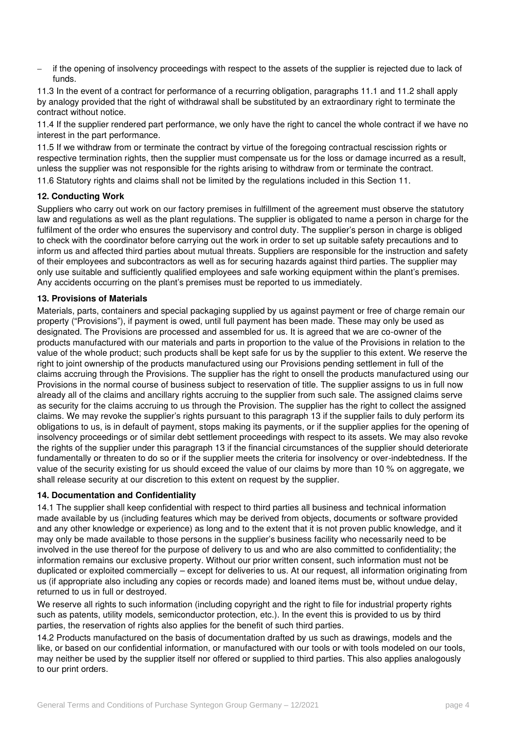- if the opening of insolvency proceedings with respect to the assets of the supplier is rejected due to lack of funds.

11.3 In the event of a contract for performance of a recurring obligation, paragraphs 11.1 and 11.2 shall apply by analogy provided that the right of withdrawal shall be substituted by an extraordinary right to terminate the contract without notice.

11.4 If the supplier rendered part performance, we only have the right to cancel the whole contract if we have no interest in the part performance.

11.5 If we withdraw from or terminate the contract by virtue of the foregoing contractual rescission rights or respective termination rights, then the supplier must compensate us for the loss or damage incurred as a result, unless the supplier was not responsible for the rights arising to withdraw from or terminate the contract.

11.6 Statutory rights and claims shall not be limited by the regulations included in this Section 11.

**12. Conducting Work**

Suppliers who carry out work on our factory premises in fulfillment of the agreement must observe the statutory law and regulations as well as the plant regulations. The supplier is obligated to name a person in charge for the fulfilment of the order who ensures the supervisory and control duty. The supplier's person in charge is obliged to check with the coordinator before carrying out the work in order to set up suitable safety precautions and to inform us and affected third parties about mutual threats. Suppliers are responsible for the instruction and safety of their employees and subcontractors as well as for securing hazards against third parties. The supplier may only use suitable and sufficiently qualified employees and safe working equipment within the plant's premises. Any accidents occurring on the plant's premises must be reported to us immediately.

**13. Provisions of Materials**

Materials, parts, containers and special packaging supplied by us against payment or free of charge remain our property ("Provisions"), if payment is owed, until full payment has been made. These may only be used as designated. The Provisions are processed and assembled for us. It is agreed that we are co-owner of the products manufactured with our materials and parts in proportion to the value of the Provisions in relation to the value of the whole product; such products shall be kept safe for us by the supplier to this extent. We reserve the right to joint ownership of the products manufactured using our Provisions pending settlement in full of the claims accruing through the Provisions. The supplier has the right to onsell the products manufactured using our Provisions in the normal course of business subject to reservation of title. The supplier assigns to us in full now already all of the claims and ancillary rights accruing to the supplier from such sale. The assigned claims serve as security for the claims accruing to us through the Provision. The supplier has the right to collect the assigned claims. We may revoke the supplier's rights pursuant to this paragraph 13 if the supplier fails to duly perform its obligations to us, is in default of payment, stops making its payments, or if the supplier applies for the opening of insolvency proceedings or of similar debt settlement proceedings with respect to its assets. We may also revoke the rights of the supplier under this paragraph 13 if the financial circumstances of the supplier should deteriorate fundamentally or threaten to do so or if the supplier meets the criteria for insolvency or over-indebtedness. If the value of the security existing for us should exceed the value of our claims by more than 10 % on aggregate, we shall release security at our discretion to this extent on request by the supplier.

**14. Documentation and Confidentiality**

14.1 The supplier shall keep confidential with respect to third parties all business and technical information made available by us (including features which may be derived from objects, documents or software provided and any other knowledge or experience) as long and to the extent that it is not proven public knowledge, and it may only be made available to those persons in the supplier's business facility who necessarily need to be involved in the use thereof for the purpose of delivery to us and who are also committed to confidentiality; the information remains our exclusive property. Without our prior written consent, such information must not be duplicated or exploited commercially – except for deliveries to us. At our request, all information originating from us (if appropriate also including any copies or records made) and loaned items must be, without undue delay, returned to us in full or destroyed.

We reserve all rights to such information (including copyright and the right to file for industrial property rights such as patents, utility models, semiconductor protection, etc.). In the event this is provided to us by third parties, the reservation of rights also applies for the benefit of such third parties.

14.2 Products manufactured on the basis of documentation drafted by us such as drawings, models and the like, or based on our confidential information, or manufactured with our tools or with tools modeled on our tools, may neither be used by the supplier itself nor offered or supplied to third parties. This also applies analogously to our print orders.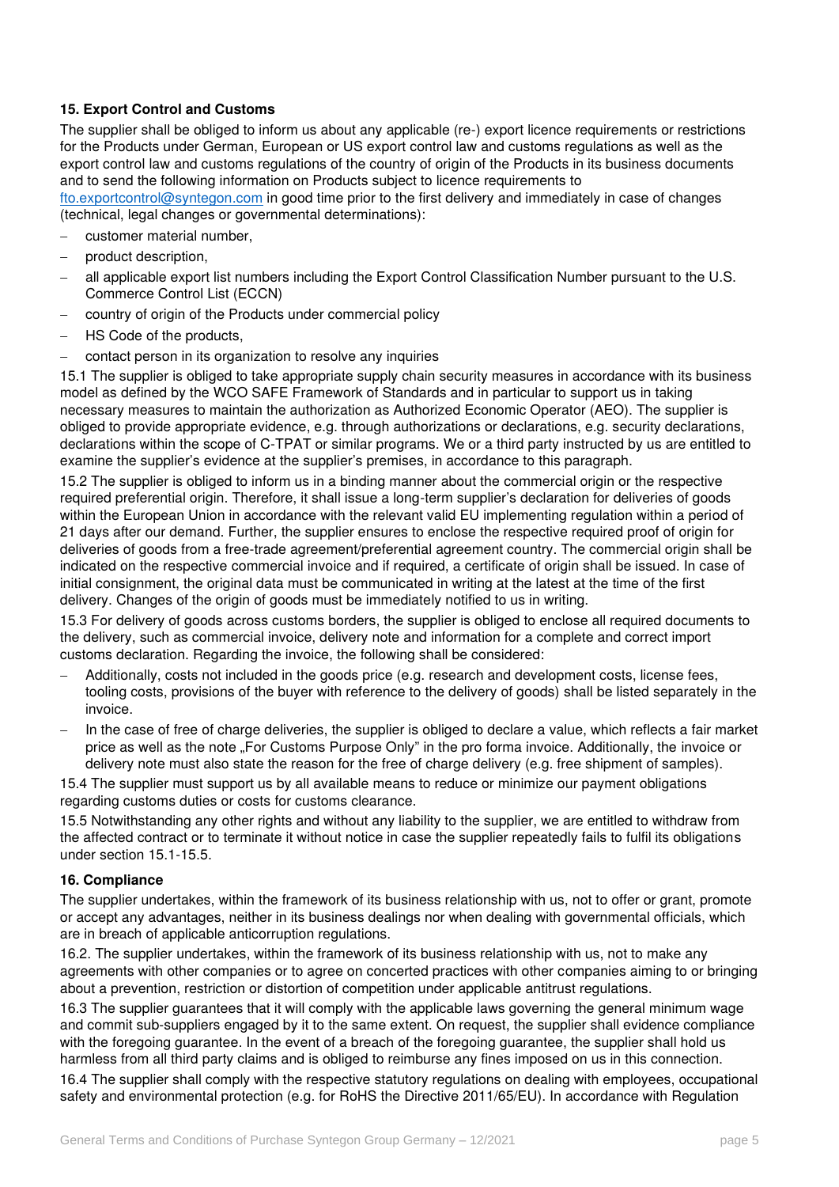### 15. Export Control and Customs

The supplier shall be obliged to inform us about any applicable (re-) export licence requirements or restrictions for the Products under German, European or US export control law and customs regulations as well as the export control law and customs regulations of the country of origin of the Products in its business documents and to send the following information on Products subject to licence requirements to fto.exportcontrol@syntegon.com in good time prior to the first delivery and immediately in case of changes (technical, legal changes or governmental determinations):

- customer material number,
- product description,
- all applicable export list numbers including the Export Control Classification Number pursuant to the U.S. Commerce Control List (ECCN)
- country of origin of the Products under commercial policy
- HS Code of the products,
- contact person in its organization to resolve any inquiries

15.1 The supplier is obliged to take appropriate supply chain security measures in accordance with its business model as defined by the WCO SAFE Framework of Standards and in particular to support us in taking necessary measures to maintain the authorization as Authorized Economic Operator (AEO). The supplier is obliged to provide appropriate evidence, e.g. through authorizations or declarations, e.g. security declarations, declarations within the scope of C-TPAT or similar programs. We or a third party instructed by us are entitled to examine the supplier's evidence at the supplier's premises, in accordance to this paragraph.

15.2 The supplier is obliged to inform us in a binding manner about the commercial origin or the respective required preferential origin. Therefore, it shall issue a long-term supplier's declaration for deliveries of goods within the European Union in accordance with the relevant valid EU implementing regulation within a period of 21 days after our demand. Further, the supplier ensures to enclose the respective required proof of origin for deliveries of goods from a free-trade agreement/preferential agreement country. The commercial origin shall be indicated on the respective commercial invoice and if required, a certificate of origin shall be issued. In case of initial consignment, the original data must be communicated in writing at the latest at the time of the first delivery. Changes of the origin of goods must be immediately notified to us in writing.

15.3 For delivery of goods across customs borders, the supplier is obliged to enclose all required documents to the delivery, such as commercial invoice, delivery note and information for a complete and correct import customs declaration. Regarding the invoice, the following shall be considered:

- Additionally, costs not included in the goods price (e.g. research and development costs, license fees, tooling costs, provisions of the buyer with reference to the delivery of goods) shall be listed separately in the invoice.
- In the case of free of charge deliveries, the supplier is obliged to declare a value, which reflects a fair market price as well as the note „For Customs Purpose Only" in the pro forma invoice. Additionally, the invoice or delivery note must also state the reason for the free of charge delivery (e.g. free shipment of samples).

15.4 The supplier must support us by all available means to reduce or minimize our payment obligations regarding customs duties or costs for customs clearance.

15.5 Notwithstanding any other rights and without any liability to the supplier, we are entitled to withdraw from the affected contract or to terminate it without notice in case the supplier repeatedly fails to fulfil its obligations under section 15.1-15.5.

### 16. Compliance

The supplier undertakes, within the framework of its business relationship with us, not to offer or grant, promote or accept any advantages, neither in its business dealings nor when dealing with governmental officials, which are in breach of applicable anticorruption regulations.

16.2. The supplier undertakes, within the framework of its business relationship with us, not to make any agreements with other companies or to agree on concerted practices with other companies aiming to or bringing about a prevention, restriction or distortion of competition under applicable antitrust regulations.

16.3 The supplier guarantees that it will comply with the applicable laws governing the general minimum wage and commit sub-suppliers engaged by it to the same extent. On request, the supplier shall evidence compliance with the foregoing guarantee. In the event of a breach of the foregoing guarantee, the supplier shall hold us harmless from all third party claims and is obliged to reimburse any fines imposed on us in this connection.

16.4 The supplier shall comply with the respective statutory regulations on dealing with employees, occupational safety and environmental protection (e.g. for RoHS the Directive 2011/65/EU). In accordance with Regulation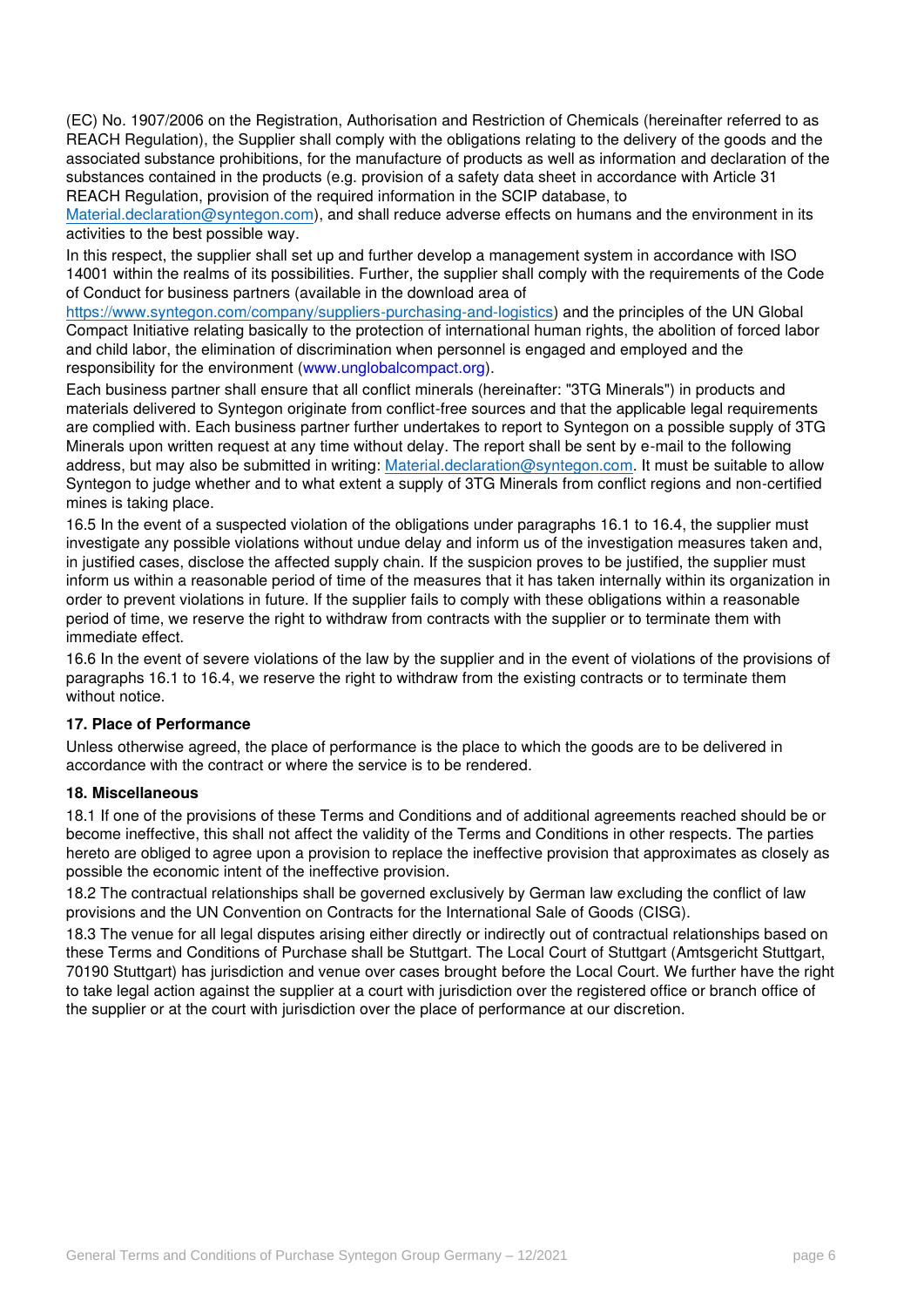(EC) No. 1907/2006 on the Registration, Authorisation and Restriction of Chemicals (hereinafter referred to as REACH Regulation), the Supplier shall comply with the obligations relating to the delivery of the goods and the associated substance prohibitions, for the manufacture of products as well as information and declaration of the substances contained in the products (e.g. provision of a safety data sheet in accordance with Article 31 REACH Regulation, provision of the required information in the SCIP database, to Material.declaration@syntegon.com), and shall reduce adverse effects on humans and the environment in its activities to the best possible way.

In this respect, the supplier shall set up and further develop a management system in accordance with ISO 14001 within the realms of its possibilities. Further, the supplier shall comply with the requirements of the Code of Conduct for business partners (available in the download area of https://www.syntegon.com/company/suppliers-purchasing-and-logistics) and the principles of the UN Global Compact Initiative relating basically to the protection of international human rights, the abolition of forced labor and child labor, the elimination of discrimination when personnel is engaged and employed and the responsibility for the environment (www.unglobalcompact.org).

Each business partner shall ensure that all conflict minerals (hereinafter: "3TG Minerals") in products and materials delivered to Syntegon originate from conflict-free sources and that the applicable legal requirements are complied with. Each business partner further undertakes to report to Syntegon on a possible supply of 3TG Minerals upon written request at any time without delay. The report shall be sent by e-mail to the following address, but may also be submitted in writing: Material.declaration@syntegon.com. It must be suitable to allow Syntegon to judge whether and to what extent a supply of 3TG Minerals from conflict regions and non-certified mines is taking place.

16.5 In the event of a suspected violation of the obligations under paragraphs 16.1 to 16.4, the supplier must investigate any possible violations without undue delay and inform us of the investigation measures taken and, in justified cases, disclose the affected supply chain. If the suspicion proves to be justified, the supplier must inform us within a reasonable period of time of the measures that it has taken internally within its organization in order to prevent violations in future. If the supplier fails to comply with these obligations within a reasonable period of time, we reserve the right to withdraw from contracts with the supplier or to terminate them with immediate effect.

16.6 In the event of severe violations of the law by the supplier and in the event of violations of the provisions of paragraphs 16.1 to 16.4, we reserve the right to withdraw from the existing contracts or to terminate them without notice.

### 17. Place of Performance

Unless otherwise agreed, the place of performance is the place to which the goods are to be delivered in accordance with the contract or where the service is to be rendered.

### 18. Miscellaneous

18.1 If one of the provisions of these Terms and Conditions and of additional agreements reached should be or become ineffective, this shall not affect the validity of the Terms and Conditions in other respects. The parties hereto are obliged to agree upon a provision to replace the ineffective provision that approximates as closely as possible the economic intent of the ineffective provision.

18.2 The contractual relationships shall be governed exclusively by German law excluding the conflict of law provisions and the UN Convention on Contracts for the International Sale of Goods (CISG).

18.3 The venue for all legal disputes arising either directly or indirectly out of contractual relationships based on these Terms and Conditions of Purchase shall be Stuttgart. The Local Court of Stuttgart (Amtsgericht Stuttgart, 70190 Stuttgart) has jurisdiction and venue over cases brought before the Local Court. We further have the right to take legal action against the supplier at a court with jurisdiction over the registered office or branch office of the supplier or at the court with jurisdiction over the place of performance at our discretion.